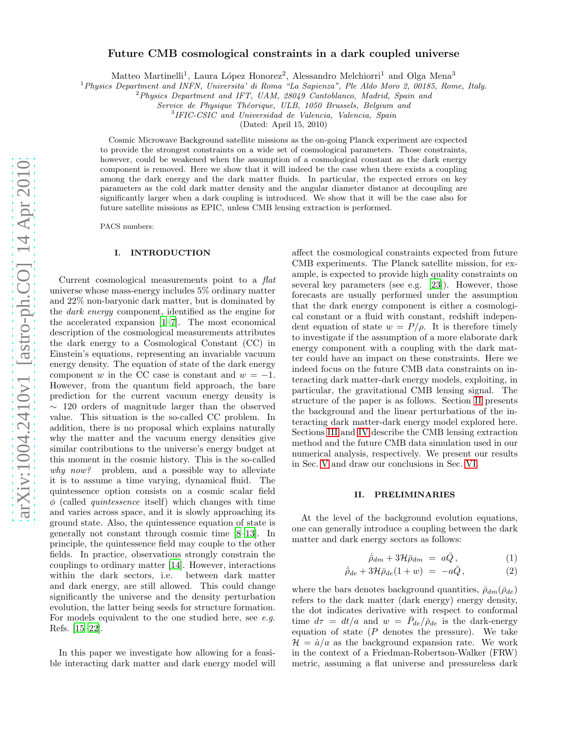# Future CMB cosmological constraints in a dark coupled universe

Matteo Martinelli[1], Laura López Honorez[2], Alessandro Melchiorri[1] and Olga Mena[3]

[1] *Physics Department and INFN, Universita' di Roma "La Sapienza", Ple Aldo Moro 2, 00185, Rome, Italy.*
[2] *Physics Department and IFT, UAM, 28049 Cantoblanco, Madrid, Spain and Service de Physique Théorique, ULB, 1050 Brussels, Belgium and*
[3] *IFIC-CSIC and Universidad de Valencia, Valencia, Spain*

(Dated: April 15, 2010)

Cosmic Microwave Background satellite missions as the on-going Planck experiment are expected to provide the strongest constraints on a wide set of cosmological parameters. Those constraints, however, could be weakened when the assumption of a cosmological constant as the dark energy component is removed. Here we show that it will indeed be the case when there exists a coupling among the dark energy and the dark matter fluids. In particular, the expected errors on key parameters as the cold dark matter density and the angular diameter distance at decoupling are significantly larger when a dark coupling is introduced. We show that it will be the case also for future satellite missions as EPIC, unless CMB lensing extraction is performed.

PACS numbers:

## I. INTRODUCTION

Current cosmological measurements point to a *flat* universe whose mass-energy includes 5% ordinary matter and 22% non-baryonic dark matter, but is dominated by the *dark energy* component, identified as the engine for the accelerated expansion [1–7]. The most economical description of the cosmological measurements attributes the dark energy to a Cosmological Constant (CC) in Einstein's equations, representing an invariable vacuum energy density. The equation of state of the dark energy component $w$ in the CC case is constant and $w = -1$. However, from the quantum field approach, the bare prediction for the current vacuum energy density is $\sim$ 120 orders of magnitude larger than the observed value. This situation is the so-called CC problem. In addition, there is no proposal which explains naturally why the matter and the vacuum energy densities give similar contributions to the universe's energy budget at this moment in the cosmic history. This is the so-called *why now?* problem, and a possible way to alleviate it is to assume a time varying, dynamical fluid. The quintessence option consists on a cosmic scalar field $\phi$ (called *quintessence* itself) which changes with time and varies across space, and it is slowly approaching its ground state. Also, the quintessence equation of state is generally not constant through cosmic time [8–13]. In principle, the quintessence field may couple to the other fields. In practice, observations strongly constrain the couplings to ordinary matter [14]. However, interactions within the dark sectors, i.e. between dark matter and dark energy, are still allowed. This could change significantly the universe and the density perturbation evolution, the latter being seeds for structure formation. For models equivalent to the one studied here, see *e.g.* Refs. [15–22].

In this paper we investigate how allowing for a feasible interacting dark matter and dark energy model will affect the cosmological constraints expected from future CMB experiments. The Planck satellite mission, for example, is expected to provide high quality constraints on several key parameters (see e.g. [23]). However, those forecasts are usually performed under the assumption that the dark energy component is either a cosmological constant or a fluid with constant, redshift independent equation of state $w = P/\rho$. It is therefore timely to investigate if the assumption of a more elaborate dark energy component with a coupling with the dark matter could have an impact on these constraints. Here we indeed focus on the future CMB data constraints on interacting dark matter-dark energy models, exploiting, in particular, the gravitational CMB lensing signal. The structure of the paper is as follows. Section II presents the background and the linear perturbations of the interacting dark matter-dark energy model explored here. Sections III and IV describe the CMB lensing extraction method and the future CMB data simulation used in our numerical analysis, respectively. We present our results in Sec. V and draw our conclusions in Sec. VI.

## II. PRELIMINARIES

At the level of the background evolution equations, one can generally introduce a coupling between the dark matter and dark energy sectors as follows:

$$\dot{\bar{\rho}}_{dm} + 3\mathcal{H}\bar{\rho}_{dm} = a\bar{Q}\,, \qquad (1)$$

$$\dot{\bar{\rho}}_{de} + 3\mathcal{H}\bar{\rho}_{de}(1+w) = -a\bar{Q}\,, \qquad (2)$$

where the bars denotes background quantities, $\bar{\rho}_{dm}(\bar{\rho}_{de})$ refers to the dark matter (dark energy) energy density, the dot indicates derivative with respect to conformal time $d\tau = dt/a$ and $w = \bar{P}_{de}/\bar{\rho}_{de}$ is the dark-energy equation of state ($P$ denotes the pressure). We take $\mathcal{H} = \dot{a}/a$ as the background expansion rate. We work in the context of a Friedman-Robertson-Walker (FRW) metric, assuming a flat universe and pressureless dark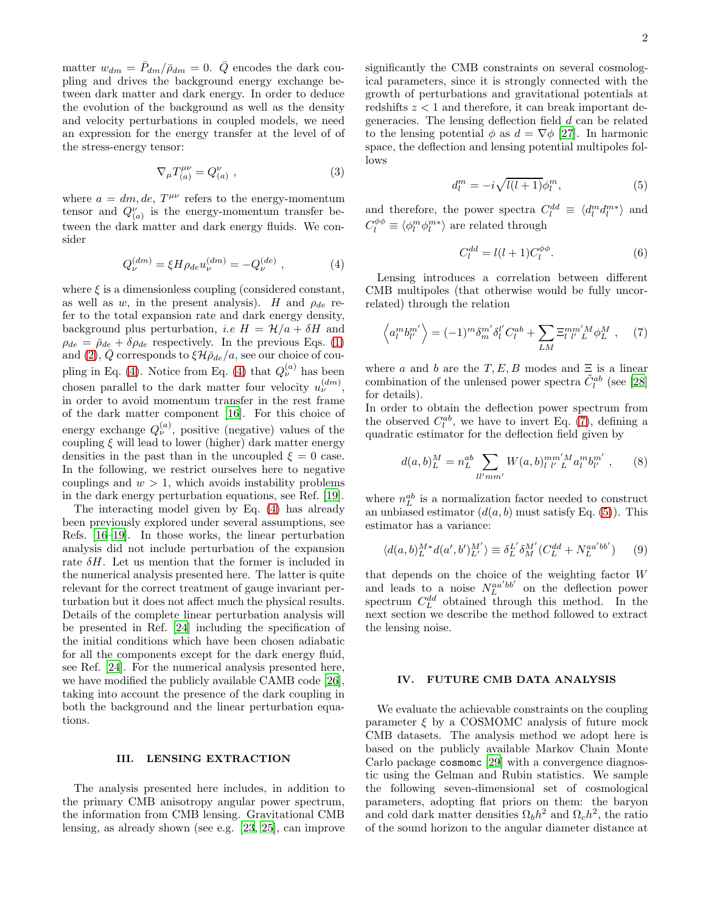matter $w_{dm} = \bar{P}_{dm}/\bar{\rho}_{dm} = 0$. $\bar{Q}$ encodes the dark coupling and drives the background energy exchange between dark matter and dark energy. In order to deduce the evolution of the background as well as the density and velocity perturbations in coupled models, we need an expression for the energy transfer at the level of of the stress-energy tensor:

$$\nabla_\mu T^{\mu\nu}_{(a)} = Q^\nu_{(a)} \ , \tag{3}$$

where $a = dm, de$, $T^{\mu\nu}$ refers to the energy-momentum tensor and $Q^\nu_{(a)}$ is the energy-momentum transfer between the dark matter and dark energy fluids. We consider

$$Q^{(dm)}_\nu = \xi H \rho_{de} u^{(dm)}_\nu = -Q^{(de)}_\nu \ , \tag{4}$$

where $\xi$ is a dimensionless coupling (considered constant, as well as $w$, in the present analysis). $H$ and $\rho_{de}$ refer to the total expansion rate and dark energy density, background plus perturbation, *i.e* $H = \mathcal{H}/a + \delta H$ and $\rho_{de} = \bar{\rho}_{de} + \delta\rho_{de}$ respectively. In the previous Eqs. (1) and (2), $\bar{Q}$ corresponds to $\xi\mathcal{H}\bar{\rho}_{de}/a$, see our choice of coupling in Eq. (4). Notice from Eq. (4) that $Q^{(a)}_\nu$ has been chosen parallel to the dark matter four velocity $u^{(dm)}_\nu$, in order to avoid momentum transfer in the rest frame of the dark matter component [16]. For this choice of energy exchange $Q^{(a)}_\nu$, positive (negative) values of the coupling $\xi$ will lead to lower (higher) dark matter energy densities in the past than in the uncoupled $\xi = 0$ case. In the following, we restrict ourselves here to negative couplings and $w > 1$, which avoids instability problems in the dark energy perturbation equations, see Ref. [19].

The interacting model given by Eq. (4) has already been previously explored under several assumptions, see Refs. [16–19]. In those works, the linear perturbation analysis did not include perturbation of the expansion rate $\delta H$. Let us mention that the former is included in the numerical analysis presented here. The latter is quite relevant for the correct treatment of gauge invariant perturbation but it does not affect much the physical results. Details of the complete linear perturbation analysis will be presented in Ref. [24] including the specification of the initial conditions which have been chosen adiabatic for all the components except for the dark energy fluid, see Ref. [24]. For the numerical analysis presented here, we have modified the publicly available CAMB code [26], taking into account the presence of the dark coupling in both the background and the linear perturbation equations.

## III. LENSING EXTRACTION

The analysis presented here includes, in addition to the primary CMB anisotropy angular power spectrum, the information from CMB lensing. Gravitational CMB lensing, as already shown (see e.g. [23, 25], can improve significantly the CMB constraints on several cosmological parameters, since it is strongly connected with the growth of perturbations and gravitational potentials at redshifts $z < 1$ and therefore, it can break important degeneracies. The lensing deflection field $d$ can be related to the lensing potential $\phi$ as $d = \nabla\phi$ [27]. In harmonic space, the deflection and lensing potential multipoles follows

$$d^m_l = -i\sqrt{l(l+1)}\phi^m_l, \tag{5}$$

and therefore, the power spectra $C^{dd}_l \equiv \langle d^m_l d^{m*}_l \rangle$ and $C^{\phi\phi}_l \equiv \langle \phi^m_l \phi^{m*}_l \rangle$ are related through

$$C^{dd}_l = l(l+1)C^{\phi\phi}_l. \tag{6}$$

Lensing introduces a correlation between different CMB multipoles (that otherwise would be fully uncorrelated) through the relation

$$\left\langle a^m_l b^{m'}_{l'} \right\rangle = (-1)^m \delta^{m'}_m \delta^{l'}_l C^{ab}_l + \sum_{LM} \Xi^{mm'M}_{l\ l'\ L} \phi^M_L \ , \tag{7}$$

where $a$ and $b$ are the $T, E, B$ modes and $\Xi$ is a linear combination of the unlensed power spectra $\tilde{C}^{ab}_l$ (see [28] for details).
In order to obtain the deflection power spectrum from the observed $C^{ab}_l$, we have to invert Eq. (7), defining a quadratic estimator for the deflection field given by

$$d(a,b)^M_L = n^{ab}_L \sum_{ll'mm'} W(a,b)^{mm'M}_{l\ l'\ L} a^m_l b^{m'}_{l'} \ , \tag{8}$$

where $n^{ab}_L$ is a normalization factor needed to construct an unbiased estimator ($d(a,b)$ must satisfy Eq. (5)). This estimator has a variance:

$$\langle d(a,b)^{M*}_L d(a',b')^{M'}_{L'} \rangle \equiv \delta^{L'}_L \delta^{M'}_M (C^{dd}_L + N^{aa'bb'}_L) \tag{9}$$

that depends on the choice of the weighting factor $W$ and leads to a noise $N^{aa'bb'}_L$ on the deflection power spectrum $C^{dd}_L$ obtained through this method. In the next section we describe the method followed to extract the lensing noise.

## IV. FUTURE CMB DATA ANALYSIS

We evaluate the achievable constraints on the coupling parameter $\xi$ by a COSMOMC analysis of future mock CMB datasets. The analysis method we adopt here is based on the publicly available Markov Chain Monte Carlo package `cosmomc` [29] with a convergence diagnostic using the Gelman and Rubin statistics. We sample the following seven-dimensional set of cosmological parameters, adopting flat priors on them: the baryon and cold dark matter densities $\Omega_b h^2$ and $\Omega_c h^2$, the ratio of the sound horizon to the angular diameter distance at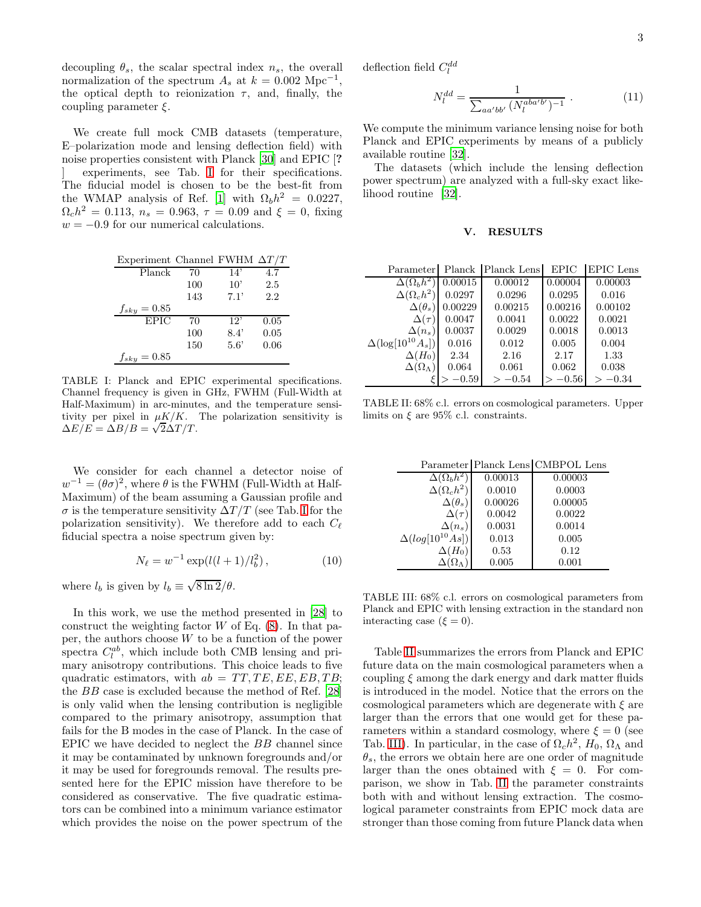decoupling $\theta_s$, the scalar spectral index $n_s$, the overall normalization of the spectrum $A_s$ at $k = 0.002$ Mpc$^{-1}$, the optical depth to reionization $\tau$, and, finally, the coupling parameter $\xi$.

We create full mock CMB datasets (temperature, E–polarization mode and lensing deflection field) with noise properties consistent with Planck [30] and EPIC [**?**] experiments, see Tab. I for their specifications. The fiducial model is chosen to be the best-fit from the WMAP analysis of Ref. [1] with $\Omega_b h^2 = 0.0227$, $\Omega_c h^2 = 0.113$, $n_s = 0.963$, $\tau = 0.09$ and $\xi = 0$, fixing $w = -0.9$ for our numerical calculations.

| Experiment | Channel | FWHM | $\Delta T/T$ |
|---|---|---|---|
| Planck | 70 | 14' | 4.7 |
| | 100 | 10' | 2.5 |
| | 143 | 7.1' | 2.2 |
| $f_{sky} = 0.85$ | | | |
| EPIC | 70 | 12' | 0.05 |
| | 100 | 8.4' | 0.05 |
| | 150 | 5.6' | 0.06 |
| $f_{sky} = 0.85$ | | | |

TABLE I: Planck and EPIC experimental specifications. Channel frequency is given in GHz, FWHM (Full-Width at Half-Maximum) in arc-minutes, and the temperature sensitivity per pixel in $\mu K/K$. The polarization sensitivity is $\Delta E/E = \Delta B/B = \sqrt{2}\Delta T/T$.

We consider for each channel a detector noise of $w^{-1} = (\theta\sigma)^2$, where $\theta$ is the FWHM (Full-Width at Half-Maximum) of the beam assuming a Gaussian profile and $\sigma$ is the temperature sensitivity $\Delta T/T$ (see Tab. I for the polarization sensitivity). We therefore add to each $C_\ell$ fiducial spectra a noise spectrum given by:

$$N_\ell = w^{-1} \exp(l(l+1)/l_b^2)\,, \tag{10}$$

where $l_b$ is given by $l_b \equiv \sqrt{8 \ln 2}/\theta$.

In this work, we use the method presented in [28] to construct the weighting factor $W$ of Eq. (8). In that paper, the authors choose $W$ to be a function of the power spectra $C_l^{ab}$, which include both CMB lensing and primary anisotropy contributions. This choice leads to five quadratic estimators, with $ab = TT, TE, EE, EB, TB$; the $BB$ case is excluded because the method of Ref. [28] is only valid when the lensing contribution is negligible compared to the primary anisotropy, assumption that fails for the B modes in the case of Planck. In the case of EPIC we have decided to neglect the $BB$ channel since it may be contaminated by unknown foregrounds and/or it may be used for foregrounds removal. The results presented here for the EPIC mission have therefore to be considered as conservative. The five quadratic estimators can be combined into a minimum variance estimator which provides the noise on the power spectrum of the deflection field $C_l^{dd}$

$$N_l^{dd} = \frac{1}{\sum_{aa'bb'} (N_l^{aba'b'})^{-1}}\,. \tag{11}$$

We compute the minimum variance lensing noise for both Planck and EPIC experiments by means of a publicly available routine [32].

The datasets (which include the lensing deflection power spectrum) are analyzed with a full-sky exact likelihood routine [32].

## V. RESULTS

| Parameter | Planck | Planck Lens | EPIC | EPIC Lens |
|---|---|---|---|---|
| $\Delta(\Omega_b h^2)$ | 0.00015 | 0.00012 | 0.00004 | 0.00003 |
| $\Delta(\Omega_c h^2)$ | 0.0297 | 0.0296 | 0.0295 | 0.016 |
| $\Delta(\theta_s)$ | 0.00229 | 0.00215 | 0.00216 | 0.00102 |
| $\Delta(\tau)$ | 0.0047 | 0.0041 | 0.0022 | 0.0021 |
| $\Delta(n_s)$ | 0.0037 | 0.0029 | 0.0018 | 0.0013 |
| $\Delta(\log[10^{10}A_s])$ | 0.016 | 0.012 | 0.005 | 0.004 |
| $\Delta(H_0)$ | 2.34 | 2.16 | 2.17 | 1.33 |
| $\Delta(\Omega_\Lambda)$ | 0.064 | 0.061 | 0.062 | 0.038 |
| $\xi$ | $> -0.59$ | $> -0.54$ | $> -0.56$ | $> -0.34$ |

TABLE II: 68% c.l. errors on cosmological parameters. Upper limits on $\xi$ are 95% c.l. constraints.

| Parameter | Planck Lens | CMBPOL Lens |
|---|---|---|
| $\Delta(\Omega_b h^2)$ | 0.00013 | 0.00003 |
| $\Delta(\Omega_c h^2)$ | 0.0010 | 0.0003 |
| $\Delta(\theta_s)$ | 0.00026 | 0.00005 |
| $\Delta(\tau)$ | 0.0042 | 0.0022 |
| $\Delta(n_s)$ | 0.0031 | 0.0014 |
| $\Delta(log[10^{10}As])$ | 0.013 | 0.005 |
| $\Delta(H_0)$ | 0.53 | 0.12 |
| $\Delta(\Omega_\Lambda)$ | 0.005 | 0.001 |

TABLE III: 68% c.l. errors on cosmological parameters from Planck and EPIC with lensing extraction in the standard non interacting case ($\xi = 0$).

Table II summarizes the errors from Planck and EPIC future data on the main cosmological parameters when a coupling $\xi$ among the dark energy and dark matter fluids is introduced in the model. Notice that the errors on the cosmological parameters which are degenerate with $\xi$ are larger than the errors that one would get for these parameters within a standard cosmology, where $\xi = 0$ (see Tab. III). In particular, in the case of $\Omega_c h^2$, $H_0$, $\Omega_\Lambda$ and $\theta_s$, the errors we obtain here are one order of magnitude larger than the ones obtained with $\xi = 0$. For comparison, we show in Tab. II the parameter constraints both with and without lensing extraction. The cosmological parameter constraints from EPIC mock data are stronger than those coming from future Planck data when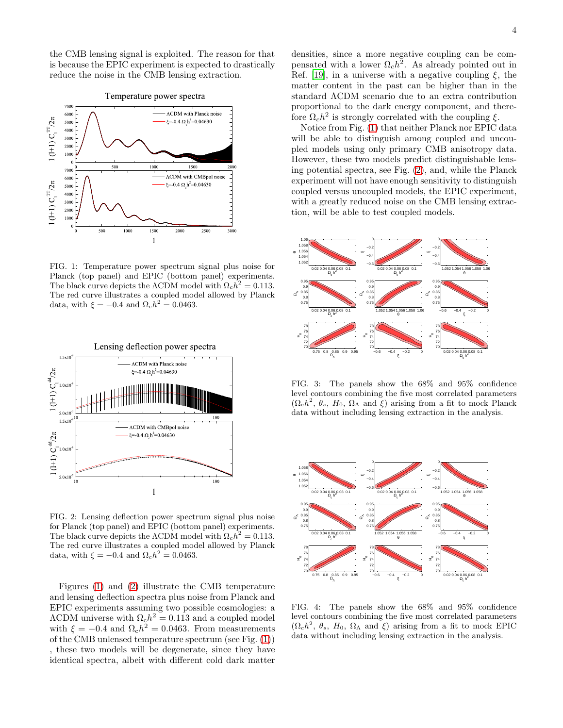the CMB lensing signal is exploited. The reason for that is because the EPIC experiment is expected to drastically reduce the noise in the CMB lensing extraction.

FIG. 1: Temperature power spectrum signal plus noise for Planck (top panel) and EPIC (bottom panel) experiments. The black curve depicts the ΛCDM model with $\Omega_c h^2 = 0.113$. The red curve illustrates a coupled model allowed by Planck data, with $\xi = -0.4$ and $\Omega_c h^2 = 0.0463$.

FIG. 2: Lensing deflection power spectrum signal plus noise for Planck (top panel) and EPIC (bottom panel) experiments. The black curve depicts the ΛCDM model with $\Omega_c h^2 = 0.113$. The red curve illustrates a coupled model allowed by Planck data, with $\xi = -0.4$ and $\Omega_c h^2 = 0.0463$.

Figures (1) and (2) illustrate the CMB temperature and lensing deflection spectra plus noise from Planck and EPIC experiments assuming two possible cosmologies: a ΛCDM universe with $\Omega_c h^2 = 0.113$ and a coupled model with $\xi = -0.4$ and $\Omega_c h^2 = 0.0463$. From measurements of the CMB unlensed temperature spectrum (see Fig. (1)) , these two models will be degenerate, since they have identical spectra, albeit with different cold dark matter densities, since a more negative coupling can be compensated with a lower $\Omega_c h^2$. As already pointed out in Ref. [19], in a universe with a negative coupling $\xi$, the matter content in the past can be higher than in the standard ΛCDM scenario due to an extra contribution proportional to the dark energy component, and therefore $\Omega_c h^2$ is strongly correlated with the coupling $\xi$.

Notice from Fig. (1) that neither Planck nor EPIC data will be able to distinguish among coupled and uncoupled models using only primary CMB anisotropy data. However, these two models predict distinguishable lensing potential spectra, see Fig. (2), and, while the Planck experiment will not have enough sensitivity to distinguish coupled versus uncoupled models, the EPIC experiment, with a greatly reduced noise on the CMB lensing extraction, will be able to test coupled models.

FIG. 3: The panels show the 68% and 95% confidence level contours combining the five most correlated parameters ($\Omega_c h^2$, $\theta_s$, $H_0$, $\Omega_\Lambda$ and $\xi$) arising from a fit to mock Planck data without including lensing extraction in the analysis.

FIG. 4: The panels show the 68% and 95% confidence level contours combining the five most correlated parameters ($\Omega_c h^2$, $\theta_s$, $H_0$, $\Omega_\Lambda$ and $\xi$) arising from a fit to mock EPIC data without including lensing extraction in the analysis.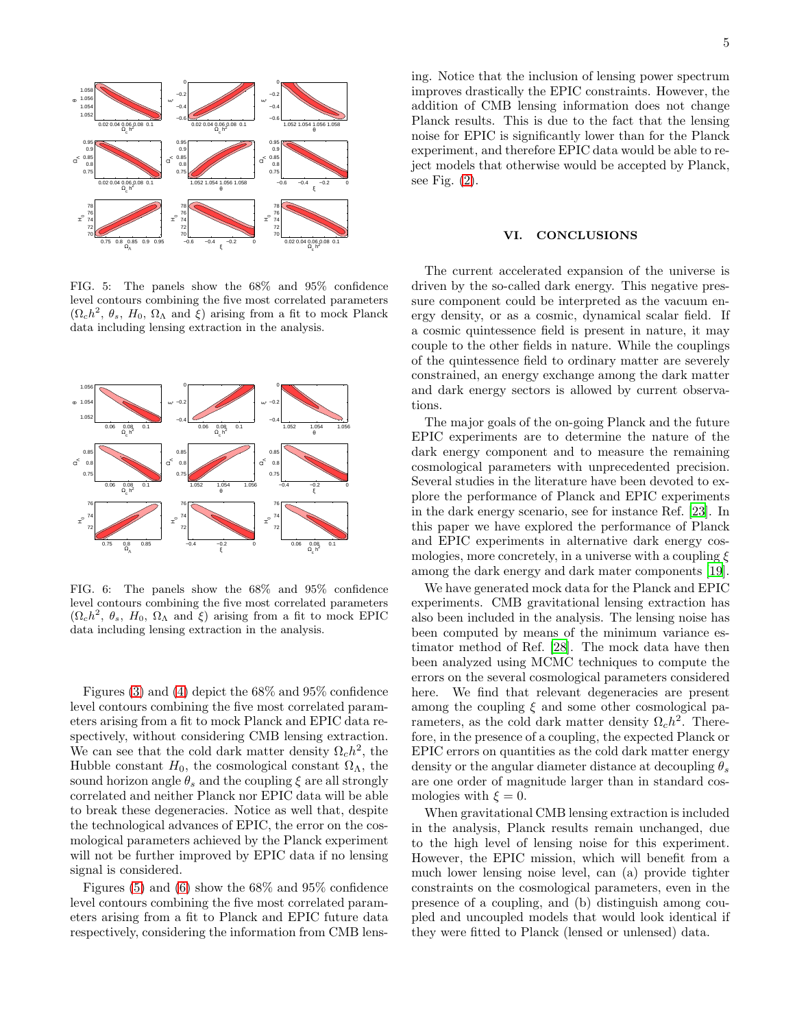FIG. 5: The panels show the 68% and 95% confidence level contours combining the five most correlated parameters ($\Omega_c h^2$, $\theta_s$, $H_0$, $\Omega_\Lambda$ and $\xi$) arising from a fit to mock Planck data including lensing extraction in the analysis.

FIG. 6: The panels show the 68% and 95% confidence level contours combining the five most correlated parameters ($\Omega_c h^2$, $\theta_s$, $H_0$, $\Omega_\Lambda$ and $\xi$) arising from a fit to mock EPIC data including lensing extraction in the analysis.

Figures (3) and (4) depict the 68% and 95% confidence level contours combining the five most correlated parameters arising from a fit to mock Planck and EPIC data respectively, without considering CMB lensing extraction. We can see that the cold dark matter density $\Omega_c h^2$, the Hubble constant $H_0$, the cosmological constant $\Omega_\Lambda$, the sound horizon angle $\theta_s$ and the coupling $\xi$ are all strongly correlated and neither Planck nor EPIC data will be able to break these degeneracies. Notice as well that, despite the technological advances of EPIC, the error on the cosmological parameters achieved by the Planck experiment will not be further improved by EPIC data if no lensing signal is considered.

Figures (5) and (6) show the 68% and 95% confidence level contours combining the five most correlated parameters arising from a fit to Planck and EPIC future data respectively, considering the information from CMB lensing. Notice that the inclusion of lensing power spectrum improves drastically the EPIC constraints. However, the addition of CMB lensing information does not change Planck results. This is due to the fact that the lensing noise for EPIC is significantly lower than for the Planck experiment, and therefore EPIC data would be able to reject models that otherwise would be accepted by Planck, see Fig. (2).

## VI. CONCLUSIONS

The current accelerated expansion of the universe is driven by the so-called dark energy. This negative pressure component could be interpreted as the vacuum energy density, or as a cosmic, dynamical scalar field. If a cosmic quintessence field is present in nature, it may couple to the other fields in nature. While the couplings of the quintessence field to ordinary matter are severely constrained, an energy exchange among the dark matter and dark energy sectors is allowed by current observations.

The major goals of the on-going Planck and the future EPIC experiments are to determine the nature of the dark energy component and to measure the remaining cosmological parameters with unprecedented precision. Several studies in the literature have been devoted to explore the performance of Planck and EPIC experiments in the dark energy scenario, see for instance Ref. [23]. In this paper we have explored the performance of Planck and EPIC experiments in alternative dark energy cosmologies, more concretely, in a universe with a coupling $\xi$ among the dark energy and dark mater components [19].

We have generated mock data for the Planck and EPIC experiments. CMB gravitational lensing extraction has also been included in the analysis. The lensing noise has been computed by means of the minimum variance estimator method of Ref. [28]. The mock data have then been analyzed using MCMC techniques to compute the errors on the several cosmological parameters considered here. We find that relevant degeneracies are present among the coupling $\xi$ and some other cosmological parameters, as the cold dark matter density $\Omega_c h^2$. Therefore, in the presence of a coupling, the expected Planck or EPIC errors on quantities as the cold dark matter energy density or the angular diameter distance at decoupling $\theta_s$ are one order of magnitude larger than in standard cosmologies with $\xi = 0$.

When gravitational CMB lensing extraction is included in the analysis, Planck results remain unchanged, due to the high level of lensing noise for this experiment. However, the EPIC mission, which will benefit from a much lower lensing noise level, can (a) provide tighter constraints on the cosmological parameters, even in the presence of a coupling, and (b) distinguish among coupled and uncoupled models that would look identical if they were fitted to Planck (lensed or unlensed) data.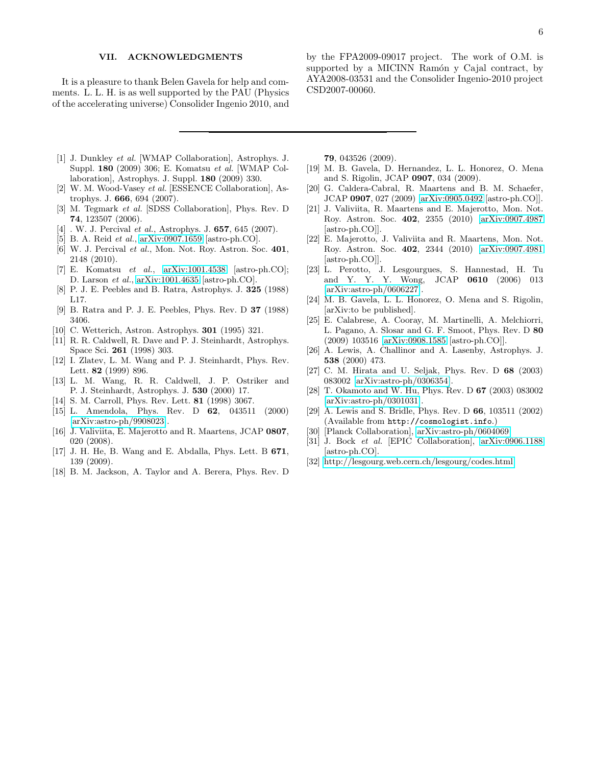## VII. ACKNOWLEDGMENTS

It is a pleasure to thank Belen Gavela for help and comments. L. L. H. is as well supported by the PAU (Physics of the accelerating universe) Consolider Ingenio 2010, and by the FPA2009-09017 project. The work of O.M. is supported by a MICINN Ramón y Cajal contract, by AYA2008-03531 and the Consolider Ingenio-2010 project CSD2007-00060.

---

[1] J. Dunkley *et al.* [WMAP Collaboration], Astrophys. J. Suppl. **180** (2009) 306; E. Komatsu *et al.* [WMAP Collaboration], Astrophys. J. Suppl. **180** (2009) 330.

[2] W. M. Wood-Vasey *et al.* [ESSENCE Collaboration], Astrophys. J. **666**, 694 (2007).

[3] M. Tegmark *et al.* [SDSS Collaboration], Phys. Rev. D **74**, 123507 (2006).

[4] . W. J. Percival *et al.*, Astrophys. J. **657**, 645 (2007).

[5] B. A. Reid *et al.*, arXiv:0907.1659 [astro-ph.CO].

[6] W. J. Percival *et al.*, Mon. Not. Roy. Astron. Soc. **401**, 2148 (2010).

[7] E. Komatsu *et al.*, arXiv:1001.4538 [astro-ph.CO]; D. Larson *et al.*, arXiv:1001.4635 [astro-ph.CO].

[8] P. J. E. Peebles and B. Ratra, Astrophys. J. **325** (1988) L17.

[9] B. Ratra and P. J. E. Peebles, Phys. Rev. D **37** (1988) 3406.

[10] C. Wetterich, Astron. Astrophys. **301** (1995) 321.

[11] R. R. Caldwell, R. Dave and P. J. Steinhardt, Astrophys. Space Sci. **261** (1998) 303.

[12] I. Zlatev, L. M. Wang and P. J. Steinhardt, Phys. Rev. Lett. **82** (1999) 896.

[13] L. M. Wang, R. R. Caldwell, J. P. Ostriker and P. J. Steinhardt, Astrophys. J. **530** (2000) 17.

[14] S. M. Carroll, Phys. Rev. Lett. **81** (1998) 3067.

[15] L. Amendola, Phys. Rev. D **62**, 043511 (2000) [arXiv:astro-ph/9908023].

[16] J. Valiviita, E. Majerotto and R. Maartens, JCAP **0807**, 020 (2008).

[17] J. H. He, B. Wang and E. Abdalla, Phys. Lett. B **671**, 139 (2009).

[18] B. M. Jackson, A. Taylor and A. Berera, Phys. Rev. D **79**, 043526 (2009).

[19] M. B. Gavela, D. Hernandez, L. L. Honorez, O. Mena and S. Rigolin, JCAP **0907**, 034 (2009).

[20] G. Caldera-Cabral, R. Maartens and B. M. Schaefer, JCAP **0907**, 027 (2009) [arXiv:0905.0492 [astro-ph.CO]].

[21] J. Valiviita, R. Maartens and E. Majerotto, Mon. Not. Roy. Astron. Soc. **402**, 2355 (2010) [arXiv:0907.4987 [astro-ph.CO]].

[22] E. Majerotto, J. Valiviita and R. Maartens, Mon. Not. Roy. Astron. Soc. **402**, 2344 (2010) [arXiv:0907.4981 [astro-ph.CO]].

[23] L. Perotto, J. Lesgourgues, S. Hannestad, H. Tu and Y. Y. Y. Wong, JCAP **0610** (2006) 013 [arXiv:astro-ph/0606227].

[24] M. B. Gavela, L. L. Honorez, O. Mena and S. Rigolin, [arXiv:to be published].

[25] E. Calabrese, A. Cooray, M. Martinelli, A. Melchiorri, L. Pagano, A. Slosar and G. F. Smoot, Phys. Rev. D **80** (2009) 103516 [arXiv:0908.1585 [astro-ph.CO]].

[26] A. Lewis, A. Challinor and A. Lasenby, Astrophys. J. **538** (2000) 473.

[27] C. M. Hirata and U. Seljak, Phys. Rev. D **68** (2003) 083002 [arXiv:astro-ph/0306354].

[28] T. Okamoto and W. Hu, Phys. Rev. D **67** (2003) 083002 [arXiv:astro-ph/0301031].

[29] A. Lewis and S. Bridle, Phys. Rev. D **66**, 103511 (2002) (Available from `http://cosmologist.info`.)

[30] [Planck Collaboration], arXiv:astro-ph/0604069.

[31] J. Bock *et al.* [EPIC Collaboration], arXiv:0906.1188 [astro-ph.CO].

[32] http://lesgourg.web.cern.ch/lesgourg/codes.html